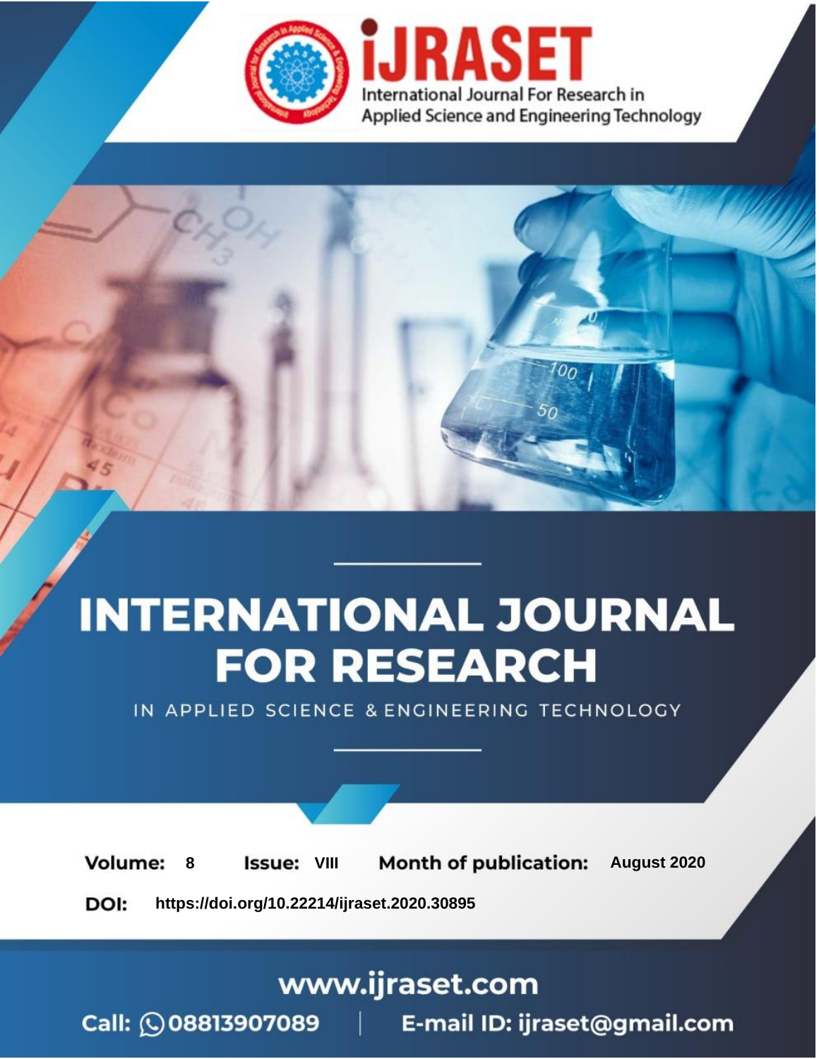iJRASET

International Journal For Research in Applied Science and Engineering Technology

# INTERNATIONAL JOURNAL FOR RESEARCH

IN APPLIED SCIENCE & ENGINEERING TECHNOLOGY

**Volume:** 8 **Issue:** VIII **Month of publication:** August 2020

**DOI:** https://doi.org/10.22214/ijraset.2020.30895

www.ijraset.com

Call: 08813907089 | E-mail ID: ijraset@gmail.com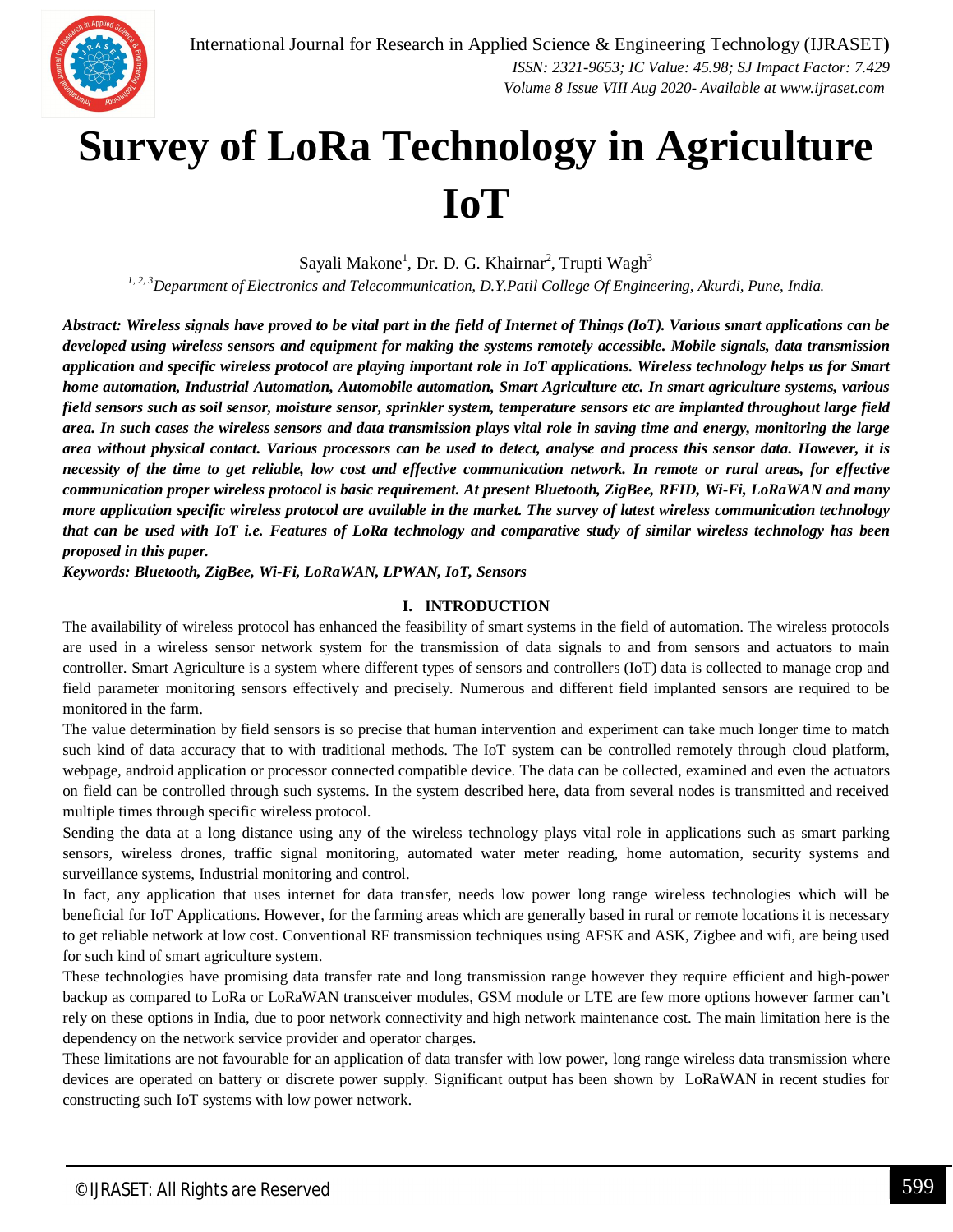# Survey of LoRa Technology in Agriculture IoT

Sayali Makone[1], Dr. D. G. Khairnar[2], Trupti Wagh[3]

[1, 2, 3]*Department of Electronics and Telecommunication, D.Y.Patil College Of Engineering, Akurdi, Pune, India.*

***Abstract:** Wireless signals have proved to be vital part in the field of Internet of Things (IoT). Various smart applications can be developed using wireless sensors and equipment for making the systems remotely accessible. Mobile signals, data transmission application and specific wireless protocol are playing important role in IoT applications. Wireless technology helps us for Smart home automation, Industrial Automation, Automobile automation, Smart Agriculture etc. In smart agriculture systems, various field sensors such as soil sensor, moisture sensor, sprinkler system, temperature sensors etc are implanted throughout large field area. In such cases the wireless sensors and data transmission plays vital role in saving time and energy, monitoring the large area without physical contact. Various processors can be used to detect, analyse and process this sensor data. However, it is necessity of the time to get reliable, low cost and effective communication network. In remote or rural areas, for effective communication proper wireless protocol is basic requirement. At present Bluetooth, ZigBee, RFID, Wi-Fi, LoRaWAN and many more application specific wireless protocol are available in the market. The survey of latest wireless communication technology that can be used with IoT i.e. Features of LoRa technology and comparative study of similar wireless technology has been proposed in this paper.***

***Keywords:** Bluetooth, ZigBee, Wi-Fi, LoRaWAN, LPWAN, IoT, Sensors*

## I. INTRODUCTION

The availability of wireless protocol has enhanced the feasibility of smart systems in the field of automation. The wireless protocols are used in a wireless sensor network system for the transmission of data signals to and from sensors and actuators to main controller. Smart Agriculture is a system where different types of sensors and controllers (IoT) data is collected to manage crop and field parameter monitoring sensors effectively and precisely. Numerous and different field implanted sensors are required to be monitored in the farm.

The value determination by field sensors is so precise that human intervention and experiment can take much longer time to match such kind of data accuracy that to with traditional methods. The IoT system can be controlled remotely through cloud platform, webpage, android application or processor connected compatible device. The data can be collected, examined and even the actuators on field can be controlled through such systems. In the system described here, data from several nodes is transmitted and received multiple times through specific wireless protocol.

Sending the data at a long distance using any of the wireless technology plays vital role in applications such as smart parking sensors, wireless drones, traffic signal monitoring, automated water meter reading, home automation, security systems and surveillance systems, Industrial monitoring and control.

In fact, any application that uses internet for data transfer, needs low power long range wireless technologies which will be beneficial for IoT Applications. However, for the farming areas which are generally based in rural or remote locations it is necessary to get reliable network at low cost. Conventional RF transmission techniques using AFSK and ASK, Zigbee and wifi, are being used for such kind of smart agriculture system.

These technologies have promising data transfer rate and long transmission range however they require efficient and high-power backup as compared to LoRa or LoRaWAN transceiver modules, GSM module or LTE are few more options however farmer can't rely on these options in India, due to poor network connectivity and high network maintenance cost. The main limitation here is the dependency on the network service provider and operator charges.

These limitations are not favourable for an application of data transfer with low power, long range wireless data transmission where devices are operated on battery or discrete power supply. Significant output has been shown by LoRaWAN in recent studies for constructing such IoT systems with low power network.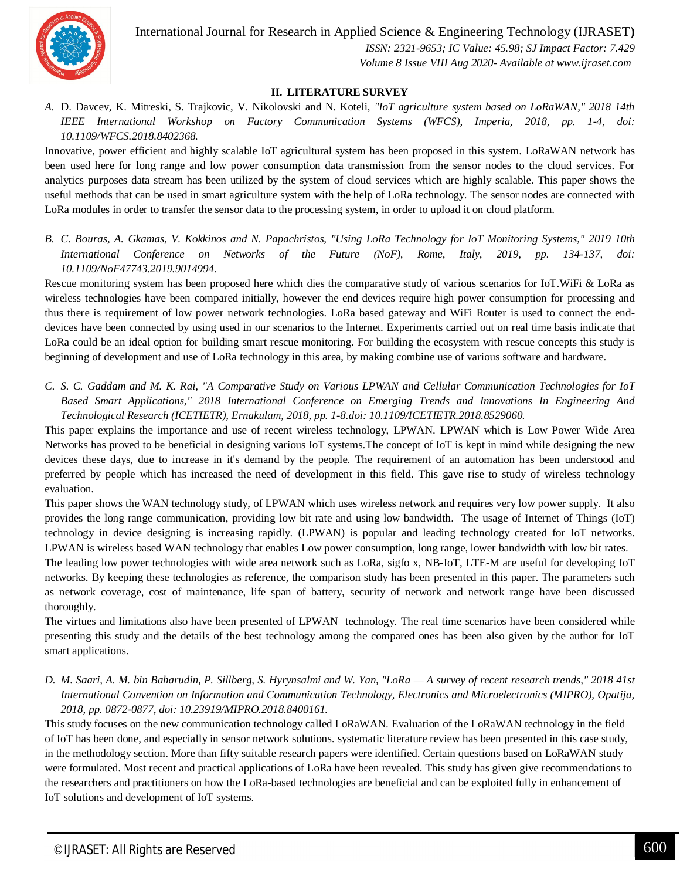## II. LITERATURE SURVEY

*A.* D. Davcev, K. Mitreski, S. Trajkovic, V. Nikolovski and N. Koteli, *"IoT agriculture system based on LoRaWAN," 2018 14th IEEE International Workshop on Factory Communication Systems (WFCS), Imperia, 2018, pp. 1-4, doi: 10.1109/WFCS.2018.8402368.*

Innovative, power efficient and highly scalable IoT agricultural system has been proposed in this system. LoRaWAN network has been used here for long range and low power consumption data transmission from the sensor nodes to the cloud services. For analytics purposes data stream has been utilized by the system of cloud services which are highly scalable. This paper shows the useful methods that can be used in smart agriculture system with the help of LoRa technology. The sensor nodes are connected with LoRa modules in order to transfer the sensor data to the processing system, in order to upload it on cloud platform.

*B. C. Bouras, A. Gkamas, V. Kokkinos and N. Papachristos, "Using LoRa Technology for IoT Monitoring Systems," 2019 10th International Conference on Networks of the Future (NoF), Rome, Italy, 2019, pp. 134-137, doi: 10.1109/NoF47743.2019.9014994.*

Rescue monitoring system has been proposed here which dies the comparative study of various scenarios for IoT.WiFi & LoRa as wireless technologies have been compared initially, however the end devices require high power consumption for processing and thus there is requirement of low power network technologies. LoRa based gateway and WiFi Router is used to connect the end-devices have been connected by using used in our scenarios to the Internet. Experiments carried out on real time basis indicate that LoRa could be an ideal option for building smart rescue monitoring. For building the ecosystem with rescue concepts this study is beginning of development and use of LoRa technology in this area, by making combine use of various software and hardware.

*C. S. C. Gaddam and M. K. Rai, "A Comparative Study on Various LPWAN and Cellular Communication Technologies for IoT Based Smart Applications," 2018 International Conference on Emerging Trends and Innovations In Engineering And Technological Research (ICETIETR), Ernakulam, 2018, pp. 1-8.doi: 10.1109/ICETIETR.2018.8529060.*

This paper explains the importance and use of recent wireless technology, LPWAN. LPWAN which is Low Power Wide Area Networks has proved to be beneficial in designing various IoT systems.The concept of IoT is kept in mind while designing the new devices these days, due to increase in it's demand by the people. The requirement of an automation has been understood and preferred by people which has increased the need of development in this field. This gave rise to study of wireless technology evaluation.

This paper shows the WAN technology study, of LPWAN which uses wireless network and requires very low power supply. It also provides the long range communication, providing low bit rate and using low bandwidth. The usage of Internet of Things (IoT) technology in device designing is increasing rapidly. (LPWAN) is popular and leading technology created for IoT networks. LPWAN is wireless based WAN technology that enables Low power consumption, long range, lower bandwidth with low bit rates.

The leading low power technologies with wide area network such as LoRa, sigfo x, NB-IoT, LTE-M are useful for developing IoT networks. By keeping these technologies as reference, the comparison study has been presented in this paper. The parameters such as network coverage, cost of maintenance, life span of battery, security of network and network range have been discussed thoroughly.

The virtues and limitations also have been presented of LPWAN technology. The real time scenarios have been considered while presenting this study and the details of the best technology among the compared ones has been also given by the author for IoT smart applications.

*D. M. Saari, A. M. bin Baharudin, P. Sillberg, S. Hyrynsalmi and W. Yan, "LoRa — A survey of recent research trends," 2018 41st International Convention on Information and Communication Technology, Electronics and Microelectronics (MIPRO), Opatija, 2018, pp. 0872-0877, doi: 10.23919/MIPRO.2018.8400161.*

This study focuses on the new communication technology called LoRaWAN. Evaluation of the LoRaWAN technology in the field of IoT has been done, and especially in sensor network solutions. systematic literature review has been presented in this case study, in the methodology section. More than fifty suitable research papers were identified. Certain questions based on LoRaWAN study were formulated. Most recent and practical applications of LoRa have been revealed. This study has given give recommendations to the researchers and practitioners on how the LoRa-based technologies are beneficial and can be exploited fully in enhancement of IoT solutions and development of IoT systems.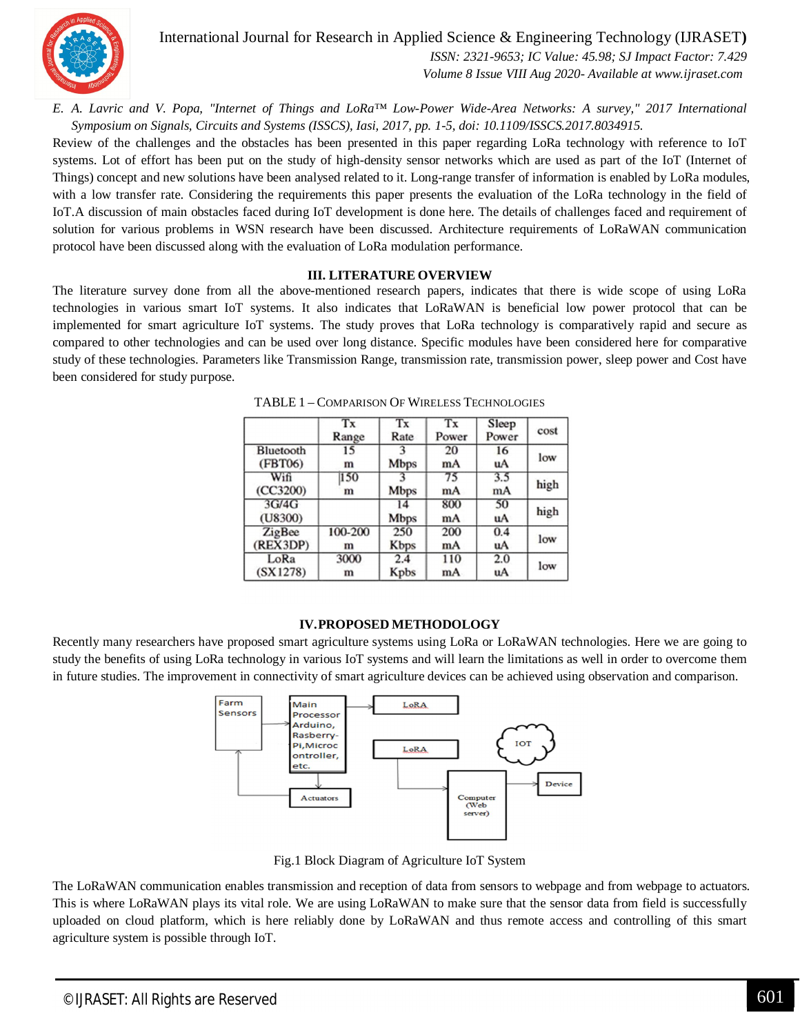*E. A. Lavric and V. Popa, "Internet of Things and LoRa™ Low-Power Wide-Area Networks: A survey," 2017 International Symposium on Signals, Circuits and Systems (ISSCS), Iasi, 2017, pp. 1-5, doi: 10.1109/ISSCS.2017.8034915.*

Review of the challenges and the obstacles has been presented in this paper regarding LoRa technology with reference to IoT systems. Lot of effort has been put on the study of high-density sensor networks which are used as part of the IoT (Internet of Things) concept and new solutions have been analysed related to it. Long-range transfer of information is enabled by LoRa modules, with a low transfer rate. Considering the requirements this paper presents the evaluation of the LoRa technology in the field of IoT.A discussion of main obstacles faced during IoT development is done here. The details of challenges faced and requirement of solution for various problems in WSN research have been discussed. Architecture requirements of LoRaWAN communication protocol have been discussed along with the evaluation of LoRa modulation performance.

## III. LITERATURE OVERVIEW

The literature survey done from all the above-mentioned research papers, indicates that there is wide scope of using LoRa technologies in various smart IoT systems. It also indicates that LoRaWAN is beneficial low power protocol that can be implemented for smart agriculture IoT systems. The study proves that LoRa technology is comparatively rapid and secure as compared to other technologies and can be used over long distance. Specific modules have been considered here for comparative study of these technologies. Parameters like Transmission Range, transmission rate, transmission power, sleep power and Cost have been considered for study purpose.

TABLE 1 – COMPARISON OF WIRELESS TECHNOLOGIES

| | Tx Range | Tx Rate | Tx Power | Sleep Power | cost |
|---|---|---|---|---|---|
| Bluetooth (FBT06) | 15 m | 3 Mbps | 20 mA | 16 uA | low |
| Wifi (CC3200) | 150 m | 3 Mbps | 75 mA | 3.5 mA | high |
| 3G/4G (U8300) | | 14 Mbps | 800 mA | 50 uA | high |
| ZigBee (REX3DP) | 100-200 m | 250 Kbps | 200 mA | 0.4 uA | low |
| LoRa (SX1278) | 3000 m | 2.4 Kpbs | 110 mA | 2.0 uA | low |

## IV. PROPOSED METHODOLOGY

Recently many researchers have proposed smart agriculture systems using LoRa or LoRaWAN technologies. Here we are going to study the benefits of using LoRa technology in various IoT systems and will learn the limitations as well in order to overcome them in future studies. The improvement in connectivity of smart agriculture devices can be achieved using observation and comparison.

Farm Sensors
Main Processor Arduino, Rasberry-Pi,Microcontroller, etc.
LoRA
LoRA
IOT
Device
Computer (Web server)
Actuators

Fig.1 Block Diagram of Agriculture IoT System

The LoRaWAN communication enables transmission and reception of data from sensors to webpage and from webpage to actuators. This is where LoRaWAN plays its vital role. We are using LoRaWAN to make sure that the sensor data from field is successfully uploaded on cloud platform, which is here reliably done by LoRaWAN and thus remote access and controlling of this smart agriculture system is possible through IoT.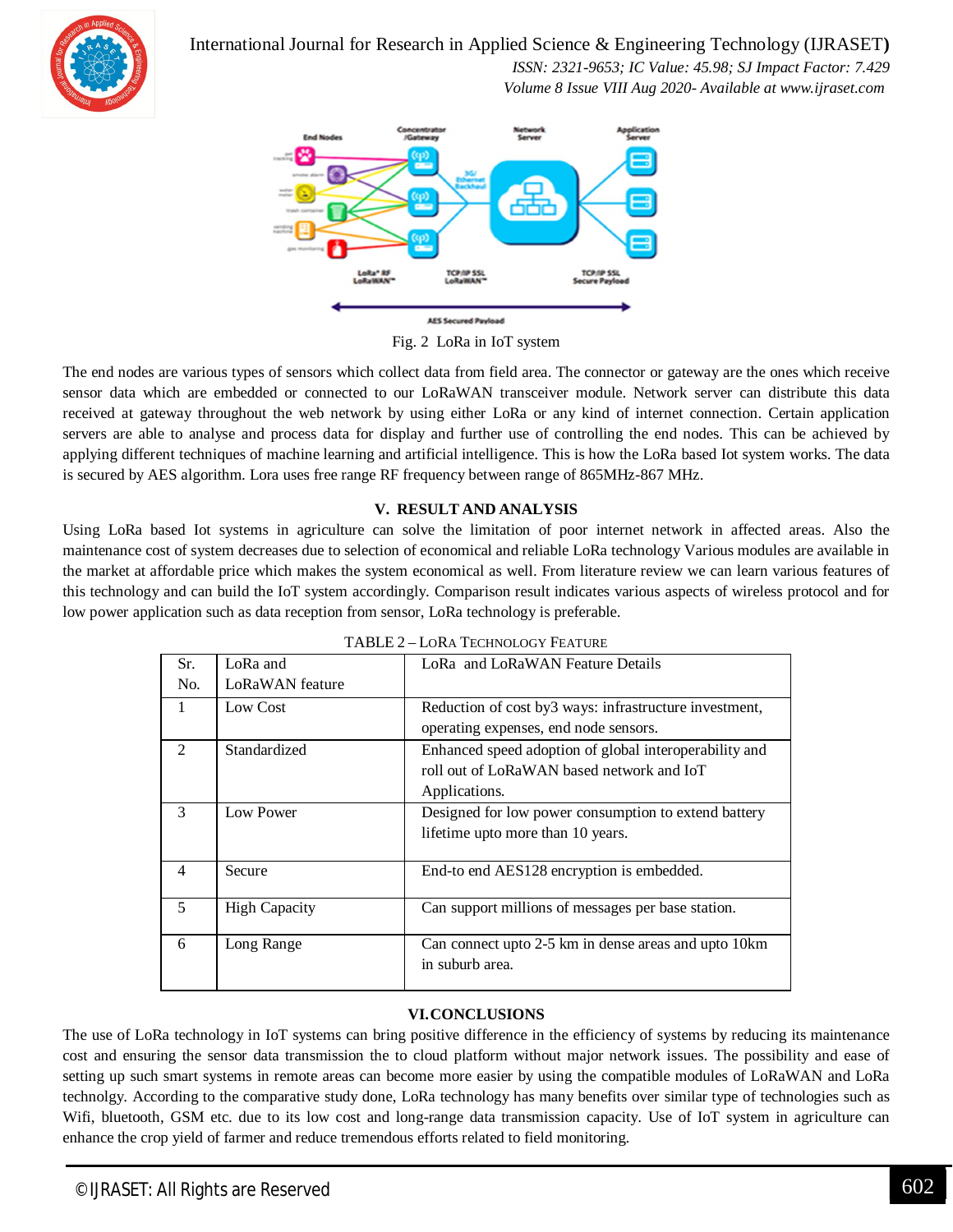End Nodes

Concentrator /Gateway

Network Server

Application Server

pet tracking

smoke alarm

water meter

trash container

vending machine

gas monitoring

3G/ Ethernet Backhaul

LoRa® RF LoRaWAN™

TCP/IP SSL LoRaWAN™

TCP/IP SSL Secure Payload

AES Secured Payload

Fig. 2 LoRa in IoT system

The end nodes are various types of sensors which collect data from field area. The connector or gateway are the ones which receive sensor data which are embedded or connected to our LoRaWAN transceiver module. Network server can distribute this data received at gateway throughout the web network by using either LoRa or any kind of internet connection. Certain application servers are able to analyse and process data for display and further use of controlling the end nodes. This can be achieved by applying different techniques of machine learning and artificial intelligence. This is how the LoRa based Iot system works. The data is secured by AES algorithm. Lora uses free range RF frequency between range of 865MHz-867 MHz.

## V. RESULT AND ANALYSIS

Using LoRa based Iot systems in agriculture can solve the limitation of poor internet network in affected areas. Also the maintenance cost of system decreases due to selection of economical and reliable LoRa technology Various modules are available in the market at affordable price which makes the system economical as well. From literature review we can learn various features of this technology and can build the IoT system accordingly. Comparison result indicates various aspects of wireless protocol and for low power application such as data reception from sensor, LoRa technology is preferable.

TABLE 2 – LoRa Technology Feature

| Sr. No. | LoRa and LoRaWAN feature | LoRa and LoRaWAN Feature Details |
|---|---|---|
| 1 | Low Cost | Reduction of cost by3 ways: infrastructure investment, operating expenses, end node sensors. |
| 2 | Standardized | Enhanced speed adoption of global interoperability and roll out of LoRaWAN based network and IoT Applications. |
| 3 | Low Power | Designed for low power consumption to extend battery lifetime upto more than 10 years. |
| 4 | Secure | End-to end AES128 encryption is embedded. |
| 5 | High Capacity | Can support millions of messages per base station. |
| 6 | Long Range | Can connect upto 2-5 km in dense areas and upto 10km in suburb area. |

## VI. CONCLUSIONS

The use of LoRa technology in IoT systems can bring positive difference in the efficiency of systems by reducing its maintenance cost and ensuring the sensor data transmission the to cloud platform without major network issues. The possibility and ease of setting up such smart systems in remote areas can become more easier by using the compatible modules of LoRaWAN and LoRa technolgy. According to the comparative study done, LoRa technology has many benefits over similar type of technologies such as Wifi, bluetooth, GSM etc. due to its low cost and long-range data transmission capacity. Use of IoT system in agriculture can enhance the crop yield of farmer and reduce tremendous efforts related to field monitoring.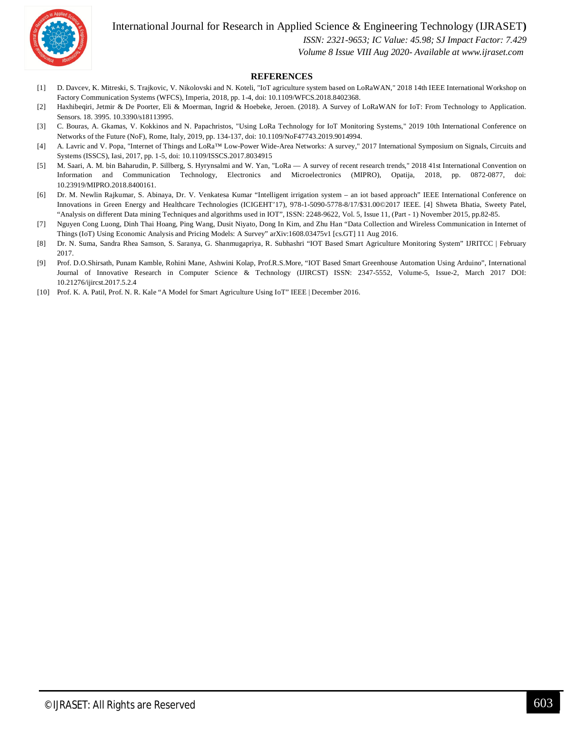## REFERENCES

[1] D. Davcev, K. Mitreski, S. Trajkovic, V. Nikolovski and N. Koteli, "IoT agriculture system based on LoRaWAN," 2018 14th IEEE International Workshop on Factory Communication Systems (WFCS), Imperia, 2018, pp. 1-4, doi: 10.1109/WFCS.2018.8402368.

[2] Haxhibeqiri, Jetmir & De Poorter, Eli & Moerman, Ingrid & Hoebeke, Jeroen. (2018). A Survey of LoRaWAN for IoT: From Technology to Application. Sensors. 18. 3995. 10.3390/s18113995.

[3] C. Bouras, A. Gkamas, V. Kokkinos and N. Papachristos, "Using LoRa Technology for IoT Monitoring Systems," 2019 10th International Conference on Networks of the Future (NoF), Rome, Italy, 2019, pp. 134-137, doi: 10.1109/NoF47743.2019.9014994.

[4] A. Lavric and V. Popa, "Internet of Things and LoRa™ Low-Power Wide-Area Networks: A survey," 2017 International Symposium on Signals, Circuits and Systems (ISSCS), Iasi, 2017, pp. 1-5, doi: 10.1109/ISSCS.2017.8034915

[5] M. Saari, A. M. bin Baharudin, P. Sillberg, S. Hyrynsalmi and W. Yan, "LoRa — A survey of recent research trends," 2018 41st International Convention on Information and Communication Technology, Electronics and Microelectronics (MIPRO), Opatija, 2018, pp. 0872-0877, doi: 10.23919/MIPRO.2018.8400161.

[6] Dr. M. Newlin Rajkumar, S. Abinaya, Dr. V. Venkatesa Kumar "Intelligent irrigation system – an iot based approach" IEEE International Conference on Innovations in Green Energy and Healthcare Technologies (ICIGEHT'17), 978-1-5090-5778-8/17/$31.00©2017 IEEE. [4] Shweta Bhatia, Sweety Patel, "Analysis on different Data mining Techniques and algorithms used in IOT", ISSN: 2248-9622, Vol. 5, Issue 11, (Part - 1) November 2015, pp.82-85.

[7] Nguyen Cong Luong, Dinh Thai Hoang, Ping Wang, Dusit Niyato, Dong In Kim, and Zhu Han "Data Collection and Wireless Communication in Internet of Things (IoT) Using Economic Analysis and Pricing Models: A Survey" arXiv:1608.03475v1 [cs.GT] 11 Aug 2016.

[8] Dr. N. Suma, Sandra Rhea Samson, S. Saranya, G. Shanmugapriya, R. Subhashri "IOT Based Smart Agriculture Monitoring System" IJRITCC | February 2017.

[9] Prof. D.O.Shirsath, Punam Kamble, Rohini Mane, Ashwini Kolap, Prof.R.S.More, "IOT Based Smart Greenhouse Automation Using Arduino", International Journal of Innovative Research in Computer Science & Technology (IJIRCST) ISSN: 2347-5552, Volume-5, Issue-2, March 2017 DOI: 10.21276/ijircst.2017.5.2.4

[10] Prof. K. A. Patil, Prof. N. R. Kale "A Model for Smart Agriculture Using IoT" IEEE | December 2016.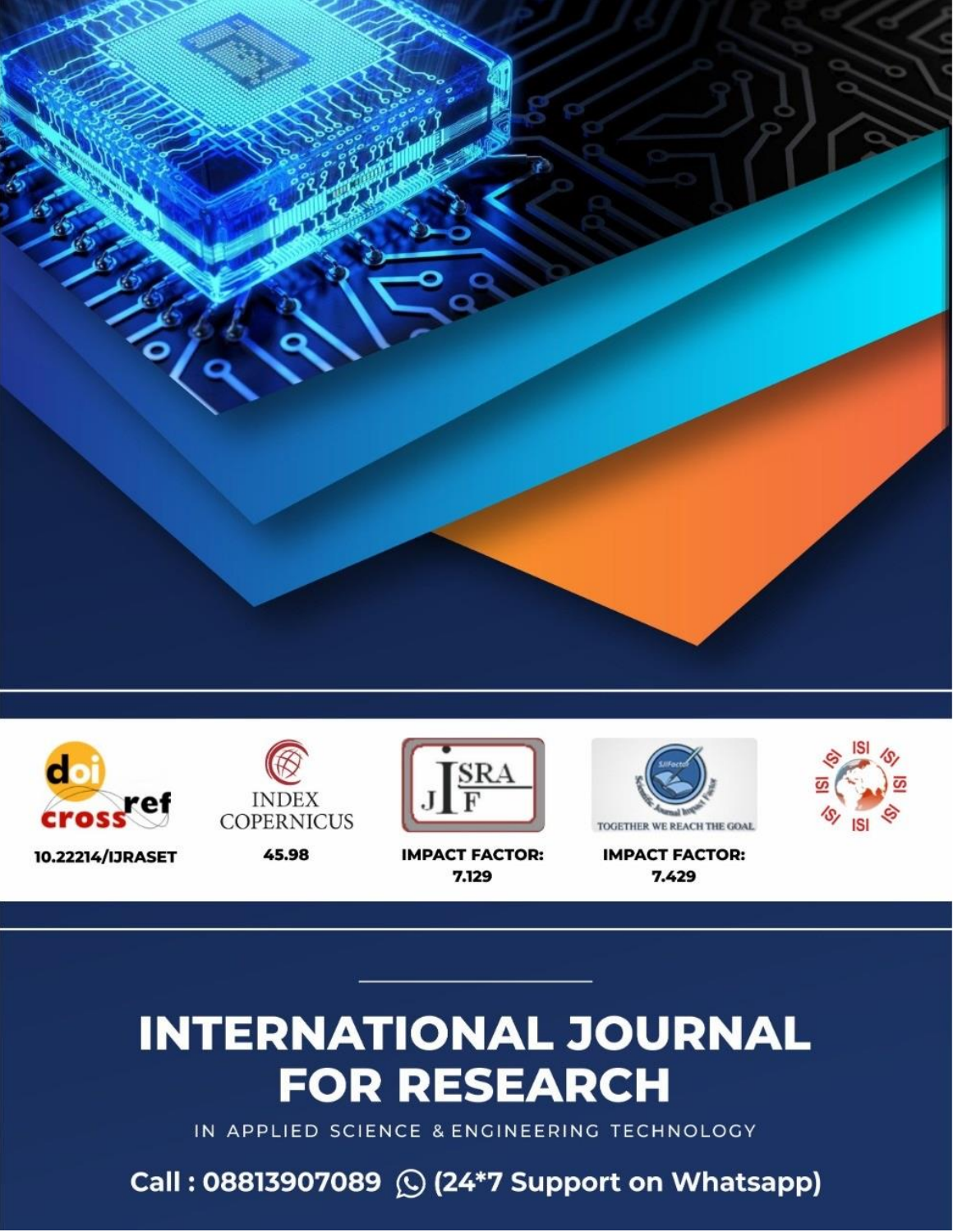10.22214/IJRASET

INDEX COPERNICUS

45.98

IMPACT FACTOR: 7.129

TOGETHER WE REACH THE GOAL

IMPACT FACTOR: 7.429

# INTERNATIONAL JOURNAL FOR RESEARCH

IN APPLIED SCIENCE & ENGINEERING TECHNOLOGY

Call : 08813907089 (24*7 Support on Whatsapp)